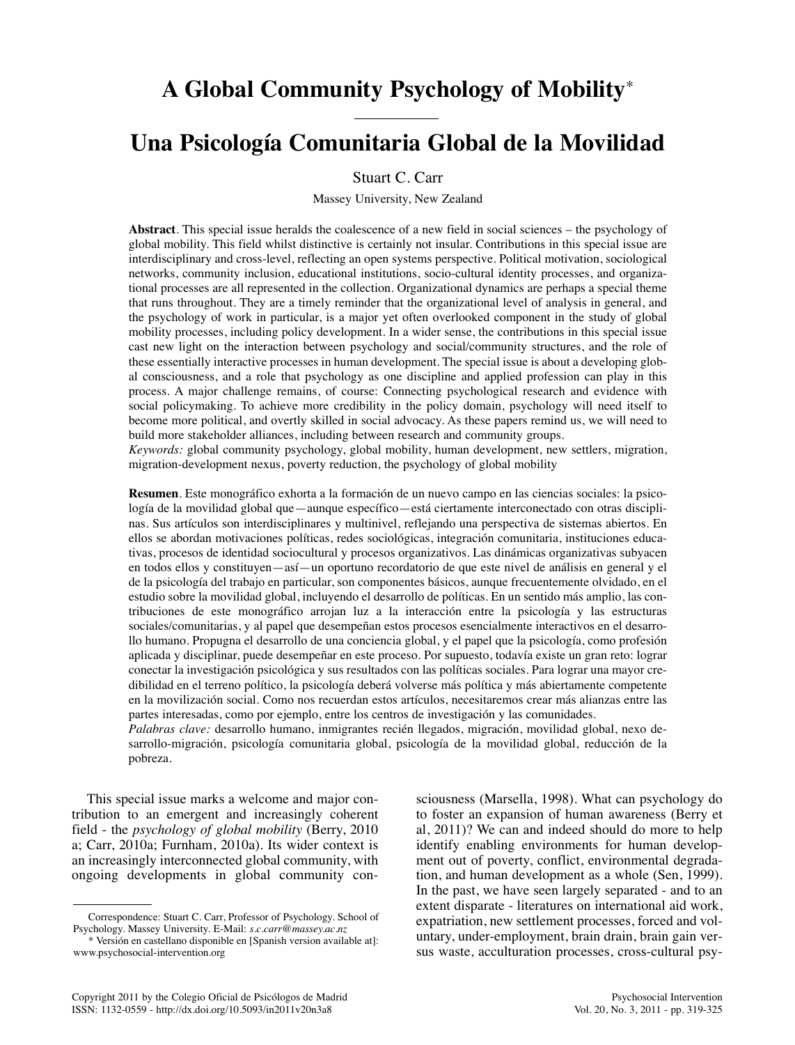# A Global Community Psychology of Mobility*

# Una Psicología Comunitaria Global de la Movilidad

Stuart C. Carr

Massey University, New Zealand

**Abstract**. This special issue heralds the coalescence of a new field in social sciences – the psychology of global mobility. This field whilst distinctive is certainly not insular. Contributions in this special issue are interdisciplinary and cross-level, reflecting an open systems perspective. Political motivation, sociological networks, community inclusion, educational institutions, socio-cultural identity processes, and organizational processes are all represented in the collection. Organizational dynamics are perhaps a special theme that runs throughout. They are a timely reminder that the organizational level of analysis in general, and the psychology of work in particular, is a major yet often overlooked component in the study of global mobility processes, including policy development. In a wider sense, the contributions in this special issue cast new light on the interaction between psychology and social/community structures, and the role of these essentially interactive processes in human development. The special issue is about a developing global consciousness, and a role that psychology as one discipline and applied profession can play in this process. A major challenge remains, of course: Connecting psychological research and evidence with social policymaking. To achieve more credibility in the policy domain, psychology will need itself to become more political, and overtly skilled in social advocacy. As these papers remind us, we will need to build more stakeholder alliances, including between research and community groups.

*Keywords:* global community psychology, global mobility, human development, new settlers, migration, migration-development nexus, poverty reduction, the psychology of global mobility

**Resumen**. Este monográfico exhorta a la formación de un nuevo campo en las ciencias sociales: la psicología de la movilidad global que—aunque específico—está ciertamente interconectado con otras disciplinas. Sus artículos son interdisciplinares y multinivel, reflejando una perspectiva de sistemas abiertos. En ellos se abordan motivaciones políticas, redes sociológicas, integración comunitaria, instituciones educativas, procesos de identidad sociocultural y procesos organizativos. Las dinámicas organizativas subyacen en todos ellos y constituyen—así—un oportuno recordatorio de que este nivel de análisis en general y el de la psicología del trabajo en particular, son componentes básicos, aunque frecuentemente olvidado, en el estudio sobre la movilidad global, incluyendo el desarrollo de políticas. En un sentido más amplio, las contribuciones de este monográfico arrojan luz a la interacción entre la psicología y las estructuras sociales/comunitarias, y al papel que desempeñan estos procesos esencialmente interactivos en el desarrollo humano. Propugna el desarrollo de una conciencia global, y el papel que la psicología, como profesión aplicada y disciplinar, puede desempeñar en este proceso. Por supuesto, todavía existe un gran reto: lograr conectar la investigación psicológica y sus resultados con las políticas sociales. Para lograr una mayor credibilidad en el terreno político, la psicología deberá volverse más política y más abiertamente competente en la movilización social. Como nos recuerdan estos artículos, necesitaremos crear más alianzas entre las partes interesadas, como por ejemplo, entre los centros de investigación y las comunidades.

*Palabras clave:* desarrollo humano, inmigrantes recién llegados, migración, movilidad global, nexo desarrollo-migración, psicología comunitaria global, psicología de la movilidad global, reducción de la pobreza.

This special issue marks a welcome and major contribution to an emergent and increasingly coherent field - the *psychology of global mobility* (Berry, 2010 a; Carr, 2010a; Furnham, 2010a). Its wider context is an increasingly interconnected global community, with ongoing developments in global community consciousness (Marsella, 1998). What can psychology do to foster an expansion of human awareness (Berry et al, 2011)? We can and indeed should do more to help identify enabling environments for human development out of poverty, conflict, environmental degradation, and human development as a whole (Sen, 1999). In the past, we have seen largely separated - and to an extent disparate - literatures on international aid work, expatriation, new settlement processes, forced and voluntary, under-employment, brain drain, brain gain versus waste, acculturation processes, cross-cultural psy-

Correspondence: Stuart C. Carr, Professor of Psychology. School of Psychology. Massey University. E-Mail: *s.c.carr@massey.ac.nz*

\* Versión en castellano disponible en [Spanish version available at]: www.psychosocial-intervention.org

Copyright 2011 by the Colegio Oficial de Psicólogos de Madrid
ISSN: 1132-0559 - http://dx.doi.org/10.5093/in2011v20n3a8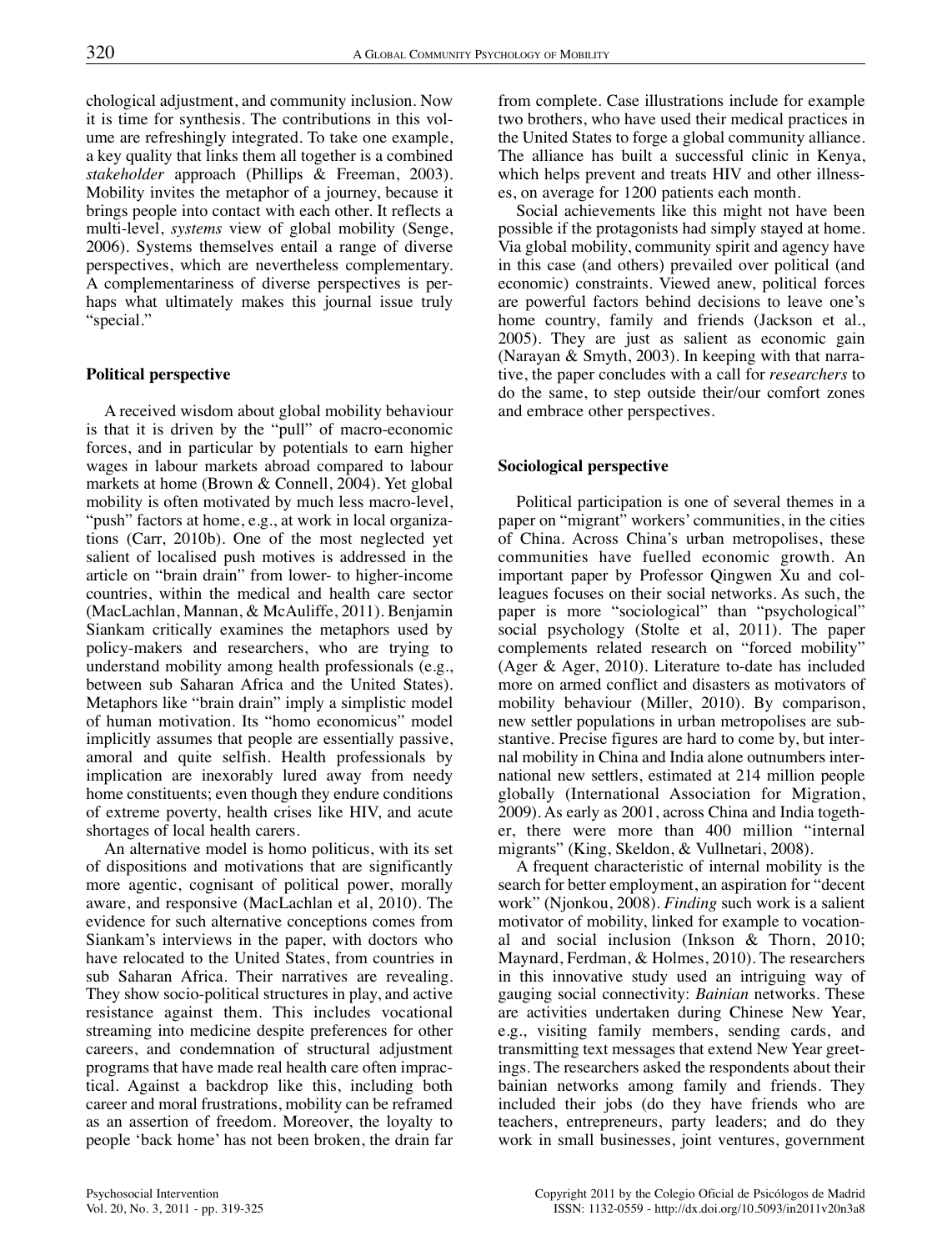chological adjustment, and community inclusion. Now it is time for synthesis. The contributions in this volume are refreshingly integrated. To take one example, a key quality that links them all together is a combined *stakeholder* approach (Phillips & Freeman, 2003). Mobility invites the metaphor of a journey, because it brings people into contact with each other. It reflects a multi-level, *systems* view of global mobility (Senge, 2006). Systems themselves entail a range of diverse perspectives, which are nevertheless complementary. A complementariness of diverse perspectives is perhaps what ultimately makes this journal issue truly "special."

## Political perspective

A received wisdom about global mobility behaviour is that it is driven by the "pull" of macro-economic forces, and in particular by potentials to earn higher wages in labour markets abroad compared to labour markets at home (Brown & Connell, 2004). Yet global mobility is often motivated by much less macro-level, "push" factors at home, e.g., at work in local organizations (Carr, 2010b). One of the most neglected yet salient of localised push motives is addressed in the article on "brain drain" from lower- to higher-income countries, within the medical and health care sector (MacLachlan, Mannan, & McAuliffe, 2011). Benjamin Siankam critically examines the metaphors used by policy-makers and researchers, who are trying to understand mobility among health professionals (e.g., between sub Saharan Africa and the United States). Metaphors like "brain drain" imply a simplistic model of human motivation. Its "homo economicus" model implicitly assumes that people are essentially passive, amoral and quite selfish. Health professionals by implication are inexorably lured away from needy home constituents; even though they endure conditions of extreme poverty, health crises like HIV, and acute shortages of local health carers.

An alternative model is homo politicus, with its set of dispositions and motivations that are significantly more agentic, cognisant of political power, morally aware, and responsive (MacLachlan et al, 2010). The evidence for such alternative conceptions comes from Siankam's interviews in the paper, with doctors who have relocated to the United States, from countries in sub Saharan Africa. Their narratives are revealing. They show socio-political structures in play, and active resistance against them. This includes vocational streaming into medicine despite preferences for other careers, and condemnation of structural adjustment programs that have made real health care often impractical. Against a backdrop like this, including both career and moral frustrations, mobility can be reframed as an assertion of freedom. Moreover, the loyalty to people 'back home' has not been broken, the drain far from complete. Case illustrations include for example two brothers, who have used their medical practices in the United States to forge a global community alliance. The alliance has built a successful clinic in Kenya, which helps prevent and treats HIV and other illnesses, on average for 1200 patients each month.

Social achievements like this might not have been possible if the protagonists had simply stayed at home. Via global mobility, community spirit and agency have in this case (and others) prevailed over political (and economic) constraints. Viewed anew, political forces are powerful factors behind decisions to leave one's home country, family and friends (Jackson et al., 2005). They are just as salient as economic gain (Narayan & Smyth, 2003). In keeping with that narrative, the paper concludes with a call for *researchers* to do the same, to step outside their/our comfort zones and embrace other perspectives.

## Sociological perspective

Political participation is one of several themes in a paper on "migrant" workers' communities, in the cities of China. Across China's urban metropolises, these communities have fuelled economic growth. An important paper by Professor Qingwen Xu and colleagues focuses on their social networks. As such, the paper is more "sociological" than "psychological" social psychology (Stolte et al, 2011). The paper complements related research on "forced mobility" (Ager & Ager, 2010). Literature to-date has included more on armed conflict and disasters as motivators of mobility behaviour (Miller, 2010). By comparison, new settler populations in urban metropolises are substantive. Precise figures are hard to come by, but internal mobility in China and India alone outnumbers international new settlers, estimated at 214 million people globally (International Association for Migration, 2009). As early as 2001, across China and India together, there were more than 400 million "internal migrants" (King, Skeldon, & Vullnetari, 2008).

A frequent characteristic of internal mobility is the search for better employment, an aspiration for "decent work" (Njonkou, 2008). *Finding* such work is a salient motivator of mobility, linked for example to vocational and social inclusion (Inkson & Thorn, 2010; Maynard, Ferdman, & Holmes, 2010). The researchers in this innovative study used an intriguing way of gauging social connectivity: *Bainian* networks. These are activities undertaken during Chinese New Year, e.g., visiting family members, sending cards, and transmitting text messages that extend New Year greetings. The researchers asked the respondents about their bainian networks among family and friends. They included their jobs (do they have friends who are teachers, entrepreneurs, party leaders; and do they work in small businesses, joint ventures, government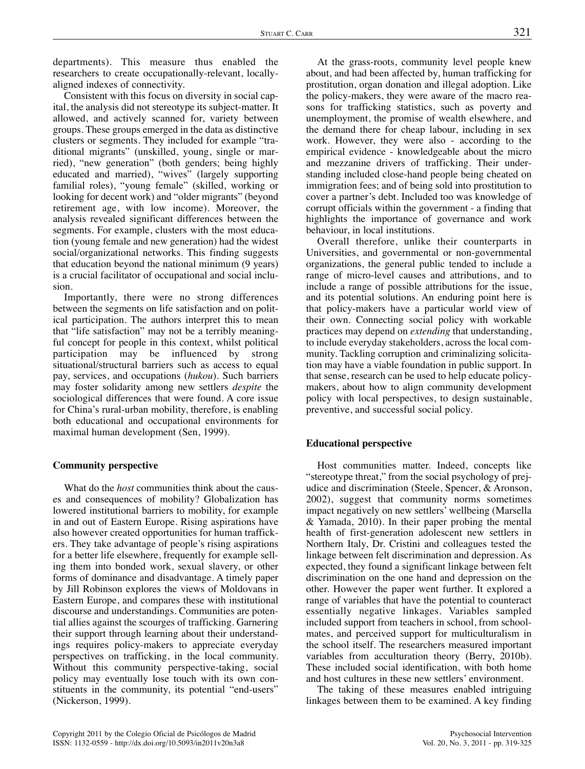departments). This measure thus enabled the researchers to create occupationally-relevant, locally-aligned indexes of connectivity.

Consistent with this focus on diversity in social capital, the analysis did not stereotype its subject-matter. It allowed, and actively scanned for, variety between groups. These groups emerged in the data as distinctive clusters or segments. They included for example "traditional migrants" (unskilled, young, single or married), "new generation" (both genders; being highly educated and married), "wives" (largely supporting familial roles), "young female" (skilled, working or looking for decent work) and "older migrants" (beyond retirement age, with low income). Moreover, the analysis revealed significant differences between the segments. For example, clusters with the most education (young female and new generation) had the widest social/organizational networks. This finding suggests that education beyond the national minimum (9 years) is a crucial facilitator of occupational and social inclusion.

Importantly, there were no strong differences between the segments on life satisfaction and on political participation. The authors interpret this to mean that "life satisfaction" may not be a terribly meaningful concept for people in this context, whilst political participation may be influenced by strong situational/structural barriers such as access to equal pay, services, and occupations (*hukou*). Such barriers may foster solidarity among new settlers *despite* the sociological differences that were found. A core issue for China's rural-urban mobility, therefore, is enabling both educational and occupational environments for maximal human development (Sen, 1999).

## Community perspective

What do the *host* communities think about the causes and consequences of mobility? Globalization has lowered institutional barriers to mobility, for example in and out of Eastern Europe. Rising aspirations have also however created opportunities for human traffickers. They take advantage of people's rising aspirations for a better life elsewhere, frequently for example selling them into bonded work, sexual slavery, or other forms of dominance and disadvantage. A timely paper by Jill Robinson explores the views of Moldovans in Eastern Europe, and compares these with institutional discourse and understandings. Communities are potential allies against the scourges of trafficking. Garnering their support through learning about their understandings requires policy-makers to appreciate everyday perspectives on trafficking, in the local community. Without this community perspective-taking, social policy may eventually lose touch with its own constituents in the community, its potential "end-users" (Nickerson, 1999).

At the grass-roots, community level people knew about, and had been affected by, human trafficking for prostitution, organ donation and illegal adoption. Like the policy-makers, they were aware of the macro reasons for trafficking statistics, such as poverty and unemployment, the promise of wealth elsewhere, and the demand there for cheap labour, including in sex work. However, they were also - according to the empirical evidence - knowledgeable about the micro and mezzanine drivers of trafficking. Their understanding included close-hand people being cheated on immigration fees; and of being sold into prostitution to cover a partner's debt. Included too was knowledge of corrupt officials within the government - a finding that highlights the importance of governance and work behaviour, in local institutions.

Overall therefore, unlike their counterparts in Universities, and governmental or non-governmental organizations, the general public tended to include a range of micro-level causes and attributions, and to include a range of possible attributions for the issue, and its potential solutions. An enduring point here is that policy-makers have a particular world view of their own. Connecting social policy with workable practices may depend on *extending* that understanding, to include everyday stakeholders, across the local community. Tackling corruption and criminalizing solicitation may have a viable foundation in public support. In that sense, research can be used to help educate policy-makers, about how to align community development policy with local perspectives, to design sustainable, preventive, and successful social policy.

## Educational perspective

Host communities matter. Indeed, concepts like "stereotype threat," from the social psychology of prejudice and discrimination (Steele, Spencer, & Aronson, 2002), suggest that community norms sometimes impact negatively on new settlers' wellbeing (Marsella & Yamada, 2010). In their paper probing the mental health of first-generation adolescent new settlers in Northern Italy, Dr. Cristini and colleagues tested the linkage between felt discrimination and depression. As expected, they found a significant linkage between felt discrimination on the one hand and depression on the other. However the paper went further. It explored a range of variables that have the potential to counteract essentially negative linkages. Variables sampled included support from teachers in school, from schoolmates, and perceived support for multiculturalism in the school itself. The researchers measured important variables from acculturation theory (Berry, 2010b). These included social identification, with both home and host cultures in these new settlers' environment.

The taking of these measures enabled intriguing linkages between them to be examined. A key finding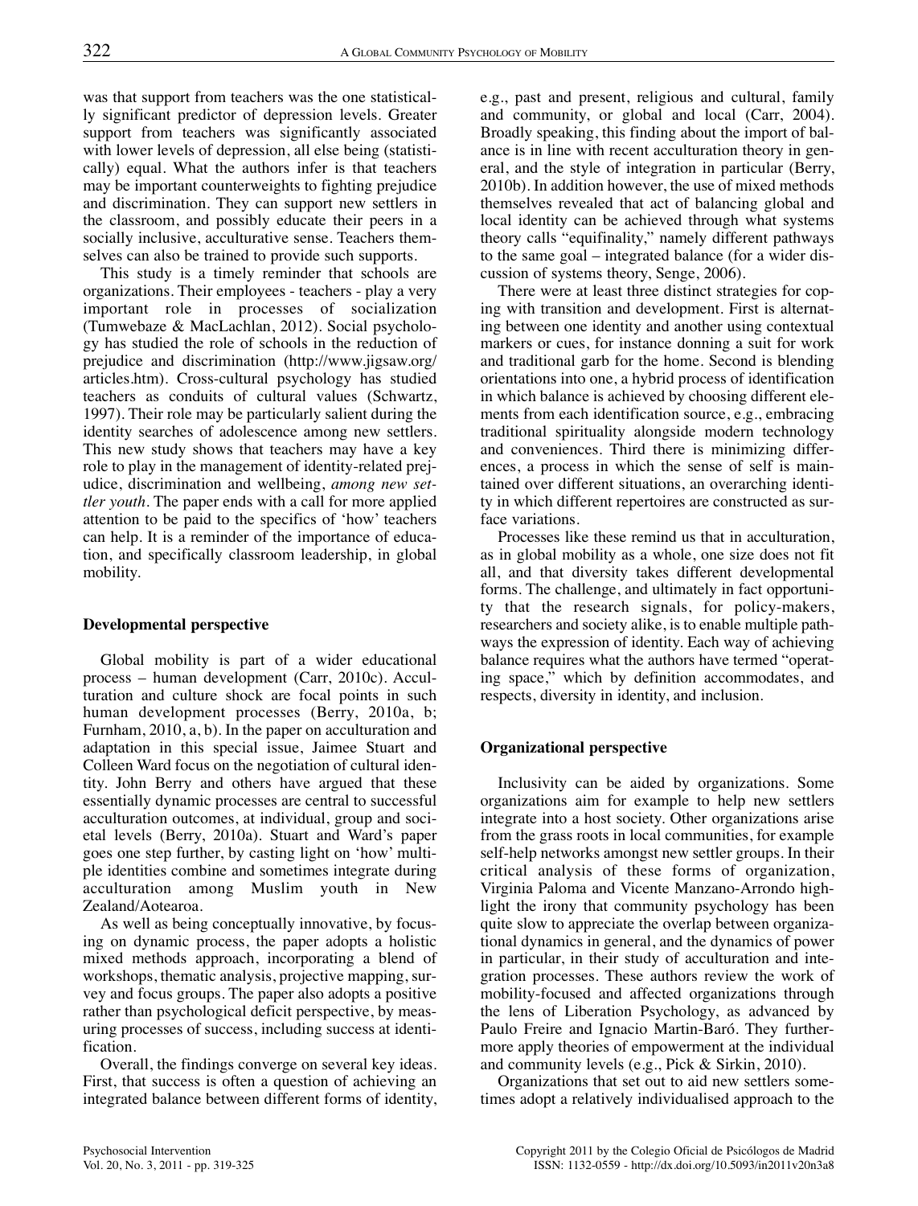was that support from teachers was the one statistically significant predictor of depression levels. Greater support from teachers was significantly associated with lower levels of depression, all else being (statistically) equal. What the authors infer is that teachers may be important counterweights to fighting prejudice and discrimination. They can support new settlers in the classroom, and possibly educate their peers in a socially inclusive, acculturative sense. Teachers themselves can also be trained to provide such supports.

This study is a timely reminder that schools are organizations. Their employees - teachers - play a very important role in processes of socialization (Tumwebaze & MacLachlan, 2012). Social psychology has studied the role of schools in the reduction of prejudice and discrimination (http://www.jigsaw.org/articles.htm). Cross-cultural psychology has studied teachers as conduits of cultural values (Schwartz, 1997). Their role may be particularly salient during the identity searches of adolescence among new settlers. This new study shows that teachers may have a key role to play in the management of identity-related prejudice, discrimination and wellbeing, *among new settler youth*. The paper ends with a call for more applied attention to be paid to the specifics of 'how' teachers can help. It is a reminder of the importance of education, and specifically classroom leadership, in global mobility.

## Developmental perspective

Global mobility is part of a wider educational process – human development (Carr, 2010c). Acculturation and culture shock are focal points in such human development processes (Berry, 2010a, b; Furnham, 2010, a, b). In the paper on acculturation and adaptation in this special issue, Jaimee Stuart and Colleen Ward focus on the negotiation of cultural identity. John Berry and others have argued that these essentially dynamic processes are central to successful acculturation outcomes, at individual, group and societal levels (Berry, 2010a). Stuart and Ward's paper goes one step further, by casting light on 'how' multiple identities combine and sometimes integrate during acculturation among Muslim youth in New Zealand/Aotearoa.

As well as being conceptually innovative, by focusing on dynamic process, the paper adopts a holistic mixed methods approach, incorporating a blend of workshops, thematic analysis, projective mapping, survey and focus groups. The paper also adopts a positive rather than psychological deficit perspective, by measuring processes of success, including success at identification.

Overall, the findings converge on several key ideas. First, that success is often a question of achieving an integrated balance between different forms of identity, e.g., past and present, religious and cultural, family and community, or global and local (Carr, 2004). Broadly speaking, this finding about the import of balance is in line with recent acculturation theory in general, and the style of integration in particular (Berry, 2010b). In addition however, the use of mixed methods themselves revealed that act of balancing global and local identity can be achieved through what systems theory calls "equifinality," namely different pathways to the same goal – integrated balance (for a wider discussion of systems theory, Senge, 2006).

There were at least three distinct strategies for coping with transition and development. First is alternating between one identity and another using contextual markers or cues, for instance donning a suit for work and traditional garb for the home. Second is blending orientations into one, a hybrid process of identification in which balance is achieved by choosing different elements from each identification source, e.g., embracing traditional spirituality alongside modern technology and conveniences. Third there is minimizing differences, a process in which the sense of self is maintained over different situations, an overarching identity in which different repertoires are constructed as surface variations.

Processes like these remind us that in acculturation, as in global mobility as a whole, one size does not fit all, and that diversity takes different developmental forms. The challenge, and ultimately in fact opportunity that the research signals, for policy-makers, researchers and society alike, is to enable multiple pathways the expression of identity. Each way of achieving balance requires what the authors have termed "operating space," which by definition accommodates, and respects, diversity in identity, and inclusion.

## Organizational perspective

Inclusivity can be aided by organizations. Some organizations aim for example to help new settlers integrate into a host society. Other organizations arise from the grass roots in local communities, for example self-help networks amongst new settler groups. In their critical analysis of these forms of organization, Virginia Paloma and Vicente Manzano-Arrondo highlight the irony that community psychology has been quite slow to appreciate the overlap between organizational dynamics in general, and the dynamics of power in particular, in their study of acculturation and integration processes. These authors review the work of mobility-focused and affected organizations through the lens of Liberation Psychology, as advanced by Paulo Freire and Ignacio Martin-Baró. They furthermore apply theories of empowerment at the individual and community levels (e.g., Pick & Sirkin, 2010).

Organizations that set out to aid new settlers sometimes adopt a relatively individualised approach to the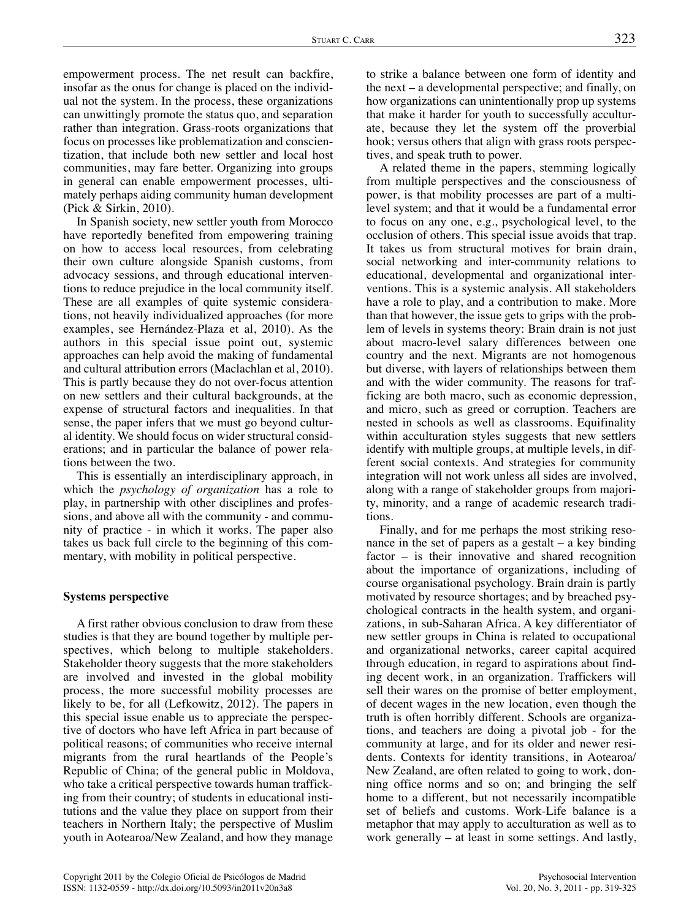empowerment process. The net result can backfire, insofar as the onus for change is placed on the individual not the system. In the process, these organizations can unwittingly promote the status quo, and separation rather than integration. Grass-roots organizations that focus on processes like problematization and conscientization, that include both new settler and local host communities, may fare better. Organizing into groups in general can enable empowerment processes, ultimately perhaps aiding community human development (Pick & Sirkin, 2010).

In Spanish society, new settler youth from Morocco have reportedly benefited from empowering training on how to access local resources, from celebrating their own culture alongside Spanish customs, from advocacy sessions, and through educational interventions to reduce prejudice in the local community itself. These are all examples of quite systemic considerations, not heavily individualized approaches (for more examples, see Hernández-Plaza et al, 2010). As the authors in this special issue point out, systemic approaches can help avoid the making of fundamental and cultural attribution errors (Maclachlan et al, 2010). This is partly because they do not over-focus attention on new settlers and their cultural backgrounds, at the expense of structural factors and inequalities. In that sense, the paper infers that we must go beyond cultural identity. We should focus on wider structural considerations; and in particular the balance of power relations between the two.

This is essentially an interdisciplinary approach, in which the *psychology of organization* has a role to play, in partnership with other disciplines and professions, and above all with the community - and community of practice - in which it works. The paper also takes us back full circle to the beginning of this commentary, with mobility in political perspective.

## Systems perspective

A first rather obvious conclusion to draw from these studies is that they are bound together by multiple perspectives, which belong to multiple stakeholders. Stakeholder theory suggests that the more stakeholders are involved and invested in the global mobility process, the more successful mobility processes are likely to be, for all (Lefkowitz, 2012). The papers in this special issue enable us to appreciate the perspective of doctors who have left Africa in part because of political reasons; of communities who receive internal migrants from the rural heartlands of the People's Republic of China; of the general public in Moldova, who take a critical perspective towards human trafficking from their country; of students in educational institutions and the value they place on support from their teachers in Northern Italy; the perspective of Muslim youth in Aotearoa/New Zealand, and how they manage to strike a balance between one form of identity and the next – a developmental perspective; and finally, on how organizations can unintentionally prop up systems that make it harder for youth to successfully acculturate, because they let the system off the proverbial hook; versus others that align with grass roots perspectives, and speak truth to power.

A related theme in the papers, stemming logically from multiple perspectives and the consciousness of power, is that mobility processes are part of a multilevel system; and that it would be a fundamental error to focus on any one, e.g., psychological level, to the occlusion of others. This special issue avoids that trap. It takes us from structural motives for brain drain, social networking and inter-community relations to educational, developmental and organizational interventions. This is a systemic analysis. All stakeholders have a role to play, and a contribution to make. More than that however, the issue gets to grips with the problem of levels in systems theory: Brain drain is not just about macro-level salary differences between one country and the next. Migrants are not homogenous but diverse, with layers of relationships between them and with the wider community. The reasons for trafficking are both macro, such as economic depression, and micro, such as greed or corruption. Teachers are nested in schools as well as classrooms. Equifinality within acculturation styles suggests that new settlers identify with multiple groups, at multiple levels, in different social contexts. And strategies for community integration will not work unless all sides are involved, along with a range of stakeholder groups from majority, minority, and a range of academic research traditions.

Finally, and for me perhaps the most striking resonance in the set of papers as a gestalt – a key binding factor – is their innovative and shared recognition about the importance of organizations, including of course organisational psychology. Brain drain is partly motivated by resource shortages; and by breached psychological contracts in the health system, and organizations, in sub-Saharan Africa. A key differentiator of new settler groups in China is related to occupational and organizational networks, career capital acquired through education, in regard to aspirations about finding decent work, in an organization. Traffickers will sell their wares on the promise of better employment, of decent wages in the new location, even though the truth is often horribly different. Schools are organizations, and teachers are doing a pivotal job - for the community at large, and for its older and newer residents. Contexts for identity transitions, in Aotearoa/New Zealand, are often related to going to work, donning office norms and so on; and bringing the self home to a different, but not necessarily incompatible set of beliefs and customs. Work-Life balance is a metaphor that may apply to acculturation as well as to work generally – at least in some settings. And lastly,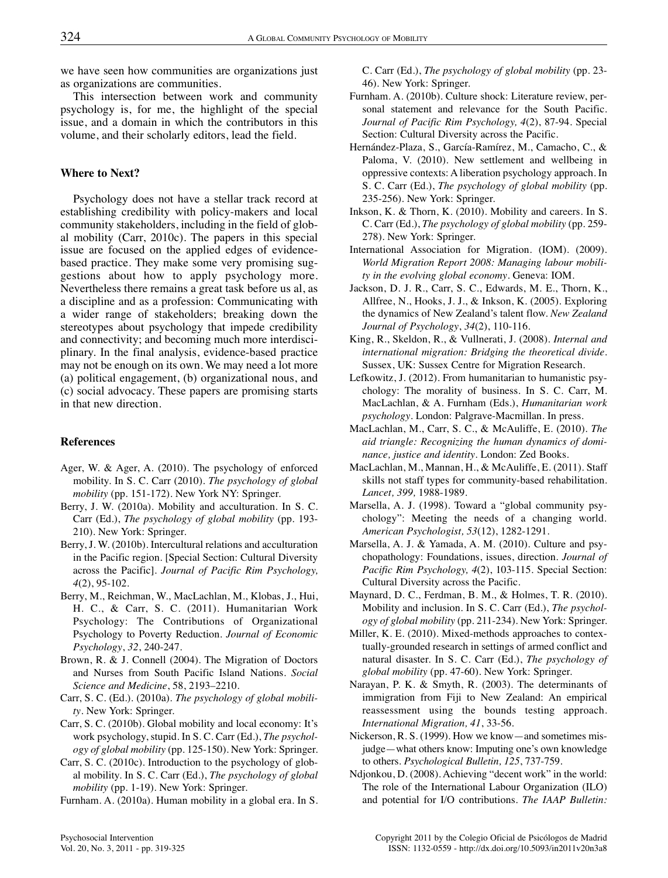we have seen how communities are organizations just as organizations are communities.

This intersection between work and community psychology is, for me, the highlight of the special issue, and a domain in which the contributors in this volume, and their scholarly editors, lead the field.

### Where to Next?

Psychology does not have a stellar track record at establishing credibility with policy-makers and local community stakeholders, including in the field of global mobility (Carr, 2010c). The papers in this special issue are focused on the applied edges of evidence-based practice. They make some very promising suggestions about how to apply psychology more. Nevertheless there remains a great task before us al, as a discipline and as a profession: Communicating with a wider range of stakeholders; breaking down the stereotypes about psychology that impede credibility and connectivity; and becoming much more interdisciplinary. In the final analysis, evidence-based practice may not be enough on its own. We may need a lot more (a) political engagement, (b) organizational nous, and (c) social advocacy. These papers are promising starts in that new direction.

### References

Ager, W. & Ager, A. (2010). The psychology of enforced mobility. In S. C. Carr (2010). *The psychology of global mobility* (pp. 151-172). New York NY: Springer.

Berry, J. W. (2010a). Mobility and acculturation. In S. C. Carr (Ed.), *The psychology of global mobility* (pp. 193-210). New York: Springer.

Berry, J. W. (2010b). Intercultural relations and acculturation in the Pacific region. [Special Section: Cultural Diversity across the Pacific]. *Journal of Pacific Rim Psychology, 4*(2), 95-102.

Berry, M., Reichman, W., MacLachlan, M., Klobas, J., Hui, H. C., & Carr, S. C. (2011). Humanitarian Work Psychology: The Contributions of Organizational Psychology to Poverty Reduction. *Journal of Economic Psychology*, *32*, 240-247.

Brown, R. & J. Connell (2004). The Migration of Doctors and Nurses from South Pacific Island Nations. *Social Science and Medicine*, 58, 2193–2210.

Carr, S. C. (Ed.). (2010a). *The psychology of global mobility*. New York: Springer.

Carr, S. C. (2010b). Global mobility and local economy: It's work psychology, stupid. In S. C. Carr (Ed.), *The psychology of global mobility* (pp. 125-150). New York: Springer.

Carr, S. C. (2010c). Introduction to the psychology of global mobility. In S. C. Carr (Ed.), *The psychology of global mobility* (pp. 1-19). New York: Springer.

Furnham. A. (2010a). Human mobility in a global era. In S. C. Carr (Ed.), *The psychology of global mobility* (pp. 23-46). New York: Springer.

Furnham. A. (2010b). Culture shock: Literature review, personal statement and relevance for the South Pacific. *Journal of Pacific Rim Psychology, 4*(2), 87-94. Special Section: Cultural Diversity across the Pacific.

Hernández-Plaza, S., García-Ramírez, M., Camacho, C., & Paloma, V. (2010). New settlement and wellbeing in oppressive contexts: A liberation psychology approach. In S. C. Carr (Ed.), *The psychology of global mobility* (pp. 235-256). New York: Springer.

Inkson, K. & Thorn, K. (2010). Mobility and careers. In S. C. Carr (Ed.), *The psychology of global mobility* (pp. 259-278). New York: Springer.

International Association for Migration. (IOM). (2009). *World Migration Report 2008: Managing labour mobility in the evolving global economy*. Geneva: IOM.

Jackson, D. J. R., Carr, S. C., Edwards, M. E., Thorn, K., Allfree, N., Hooks, J. J., & Inkson, K. (2005). Exploring the dynamics of New Zealand's talent flow. *New Zealand Journal of Psychology*, *34*(2), 110-116.

King, R., Skeldon, R., & Vullnerati, J. (2008). *Internal and international migration: Bridging the theoretical divide*. Sussex, UK: Sussex Centre for Migration Research.

Lefkowitz, J. (2012). From humanitarian to humanistic psychology: The morality of business. In S. C. Carr, M. MacLachlan, & A. Furnham (Eds.), *Humanitarian work psychology*. London: Palgrave-Macmillan. In press.

MacLachlan, M., Carr, S. C., & McAuliffe, E. (2010). *The aid triangle: Recognizing the human dynamics of dominance, justice and identity*. London: Zed Books.

MacLachlan, M., Mannan, H., & McAuliffe, E. (2011). Staff skills not staff types for community-based rehabilitation. *Lancet, 399,* 1988-1989.

Marsella, A. J. (1998). Toward a "global community psychology": Meeting the needs of a changing world. *American Psychologist, 53*(12), 1282-1291.

Marsella, A. J. & Yamada, A. M. (2010). Culture and psychopathology: Foundations, issues, direction. *Journal of Pacific Rim Psychology, 4*(2), 103-115. Special Section: Cultural Diversity across the Pacific.

Maynard, D. C., Ferdman, B. M., & Holmes, T. R. (2010). Mobility and inclusion. In S. C. Carr (Ed.), *The psychology of global mobility* (pp. 211-234). New York: Springer.

Miller, K. E. (2010). Mixed-methods approaches to contextually-grounded research in settings of armed conflict and natural disaster. In S. C. Carr (Ed.), *The psychology of global mobility* (pp. 47-60). New York: Springer.

Narayan, P. K. & Smyth, R. (2003). The determinants of immigration from Fiji to New Zealand: An empirical reassessment using the bounds testing approach. *International Migration, 41*, 33-56.

Nickerson, R. S. (1999). How we know—and sometimes misjudge—what others know: Imputing one's own knowledge to others. *Psychological Bulletin, 125*, 737-759.

Ndjonkou, D. (2008). Achieving "decent work" in the world: The role of the International Labour Organization (ILO) and potential for I/O contributions. *The IAAP Bulletin:*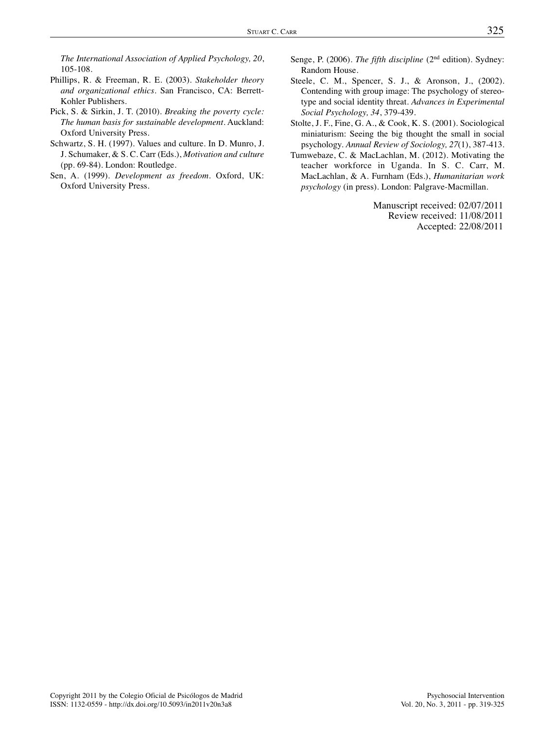*The International Association of Applied Psychology, 20*, 105-108.

Phillips, R. & Freeman, R. E. (2003). *Stakeholder theory and organizational ethics*. San Francisco, CA: Berrett-Kohler Publishers.

Pick, S. & Sirkin, J. T. (2010). *Breaking the poverty cycle: The human basis for sustainable development*. Auckland: Oxford University Press.

Schwartz, S. H. (1997). Values and culture. In D. Munro, J. J. Schumaker, & S. C. Carr (Eds.), *Motivation and culture* (pp. 69-84). London: Routledge.

Sen, A. (1999). *Development as freedom*. Oxford, UK: Oxford University Press.

Senge, P. (2006). *The fifth discipline* (2nd edition). Sydney: Random House.

Steele, C. M., Spencer, S. J., & Aronson, J., (2002). Contending with group image: The psychology of stereotype and social identity threat. *Advances in Experimental Social Psychology, 34*, 379-439.

Stolte, J. F., Fine, G. A., & Cook, K. S. (2001). Sociological miniaturism: Seeing the big thought the small in social psychology. *Annual Review of Sociology, 27*(1), 387-413.

Tumwebaze, C. & MacLachlan, M. (2012). Motivating the teacher workforce in Uganda. In S. C. Carr, M. MacLachlan, & A. Furnham (Eds.), *Humanitarian work psychology* (in press). London: Palgrave-Macmillan.

Manuscript received: 02/07/2011
Review received: 11/08/2011
Accepted: 22/08/2011